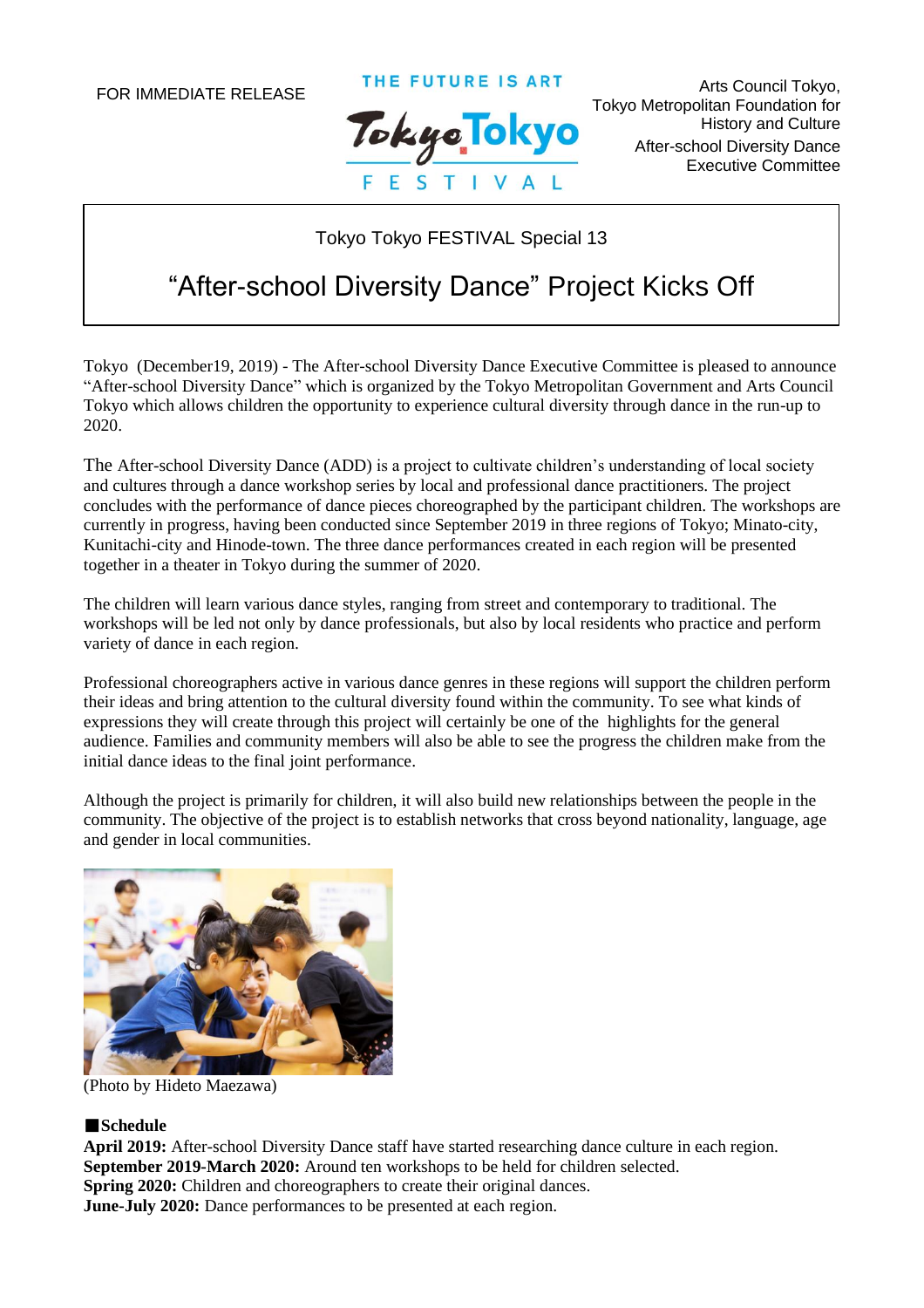FOR IMMEDIATE RELEASE

THE FUTURE IS ART
Tokyo Tokyo FESTIVAL

Arts Council Tokyo,
Tokyo Metropolitan Foundation for History and Culture
After-school Diversity Dance Executive Committee

Tokyo Tokyo FESTIVAL Special 13

# "After-school Diversity Dance" Project Kicks Off

Tokyo (December19, 2019) - The After-school Diversity Dance Executive Committee is pleased to announce "After-school Diversity Dance" which is organized by the Tokyo Metropolitan Government and Arts Council Tokyo which allows children the opportunity to experience cultural diversity through dance in the run-up to 2020.

The After-school Diversity Dance (ADD) is a project to cultivate children's understanding of local society and cultures through a dance workshop series by local and professional dance practitioners. The project concludes with the performance of dance pieces choreographed by the participant children. The workshops are currently in progress, having been conducted since September 2019 in three regions of Tokyo; Minato-city, Kunitachi-city and Hinode-town. The three dance performances created in each region will be presented together in a theater in Tokyo during the summer of 2020.

The children will learn various dance styles, ranging from street and contemporary to traditional. The workshops will be led not only by dance professionals, but also by local residents who practice and perform variety of dance in each region.

Professional choreographers active in various dance genres in these regions will support the children perform their ideas and bring attention to the cultural diversity found within the community. To see what kinds of expressions they will create through this project will certainly be one of the highlights for the general audience. Families and community members will also be able to see the progress the children make from the initial dance ideas to the final joint performance.

Although the project is primarily for children, it will also build new relationships between the people in the community. The objective of the project is to establish networks that cross beyond nationality, language, age and gender in local communities.

(Photo by Hideto Maezawa)

### ■Schedule

**April 2019:** After-school Diversity Dance staff have started researching dance culture in each region.
**September 2019-March 2020:** Around ten workshops to be held for children selected.
**Spring 2020:** Children and choreographers to create their original dances.
**June-July 2020:** Dance performances to be presented at each region.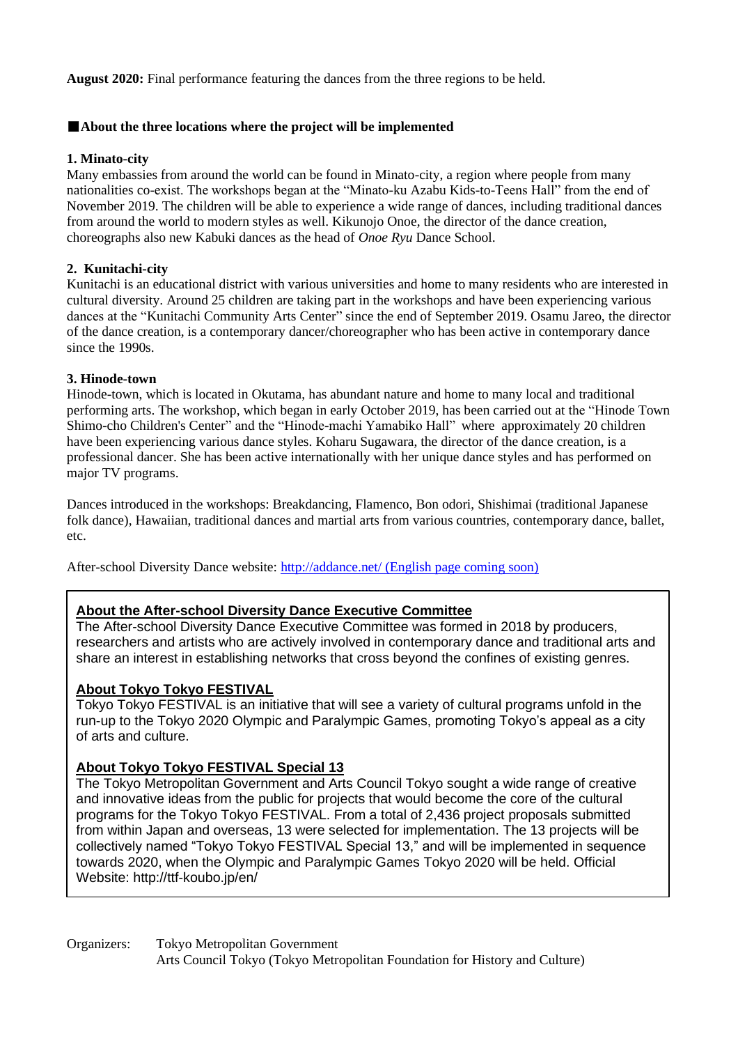**August 2020:** Final performance featuring the dances from the three regions to be held.

## ■About the three locations where the project will be implemented

### 1. Minato-city

Many embassies from around the world can be found in Minato-city, a region where people from many nationalities co-exist. The workshops began at the "Minato-ku Azabu Kids-to-Teens Hall" from the end of November 2019. The children will be able to experience a wide range of dances, including traditional dances from around the world to modern styles as well. Kikunojo Onoe, the director of the dance creation, choreographs also new Kabuki dances as the head of *Onoe Ryu* Dance School.

### 2. Kunitachi-city

Kunitachi is an educational district with various universities and home to many residents who are interested in cultural diversity. Around 25 children are taking part in the workshops and have been experiencing various dances at the "Kunitachi Community Arts Center" since the end of September 2019. Osamu Jareo, the director of the dance creation, is a contemporary dancer/choreographer who has been active in contemporary dance since the 1990s.

### 3. Hinode-town

Hinode-town, which is located in Okutama, has abundant nature and home to many local and traditional performing arts. The workshop, which began in early October 2019, has been carried out at the "Hinode Town Shimo-cho Children's Center" and the "Hinode-machi Yamabiko Hall" where approximately 20 children have been experiencing various dance styles. Koharu Sugawara, the director of the dance creation, is a professional dancer. She has been active internationally with her unique dance styles and has performed on major TV programs.

Dances introduced in the workshops: Breakdancing, Flamenco, Bon odori, Shishimai (traditional Japanese folk dance), Hawaiian, traditional dances and martial arts from various countries, contemporary dance, ballet, etc.

After-school Diversity Dance website: http://addance.net/ (English page coming soon)

### About the After-school Diversity Dance Executive Committee

The After-school Diversity Dance Executive Committee was formed in 2018 by producers, researchers and artists who are actively involved in contemporary dance and traditional arts and share an interest in establishing networks that cross beyond the confines of existing genres.

### About Tokyo Tokyo FESTIVAL

Tokyo Tokyo FESTIVAL is an initiative that will see a variety of cultural programs unfold in the run-up to the Tokyo 2020 Olympic and Paralympic Games, promoting Tokyo's appeal as a city of arts and culture.

### About Tokyo Tokyo FESTIVAL Special 13

The Tokyo Metropolitan Government and Arts Council Tokyo sought a wide range of creative and innovative ideas from the public for projects that would become the core of the cultural programs for the Tokyo Tokyo FESTIVAL. From a total of 2,436 project proposals submitted from within Japan and overseas, 13 were selected for implementation. The 13 projects will be collectively named "Tokyo Tokyo FESTIVAL Special 13," and will be implemented in sequence towards 2020, when the Olympic and Paralympic Games Tokyo 2020 will be held. Official Website: http://ttf-koubo.jp/en/

Organizers: Tokyo Metropolitan Government
Arts Council Tokyo (Tokyo Metropolitan Foundation for History and Culture)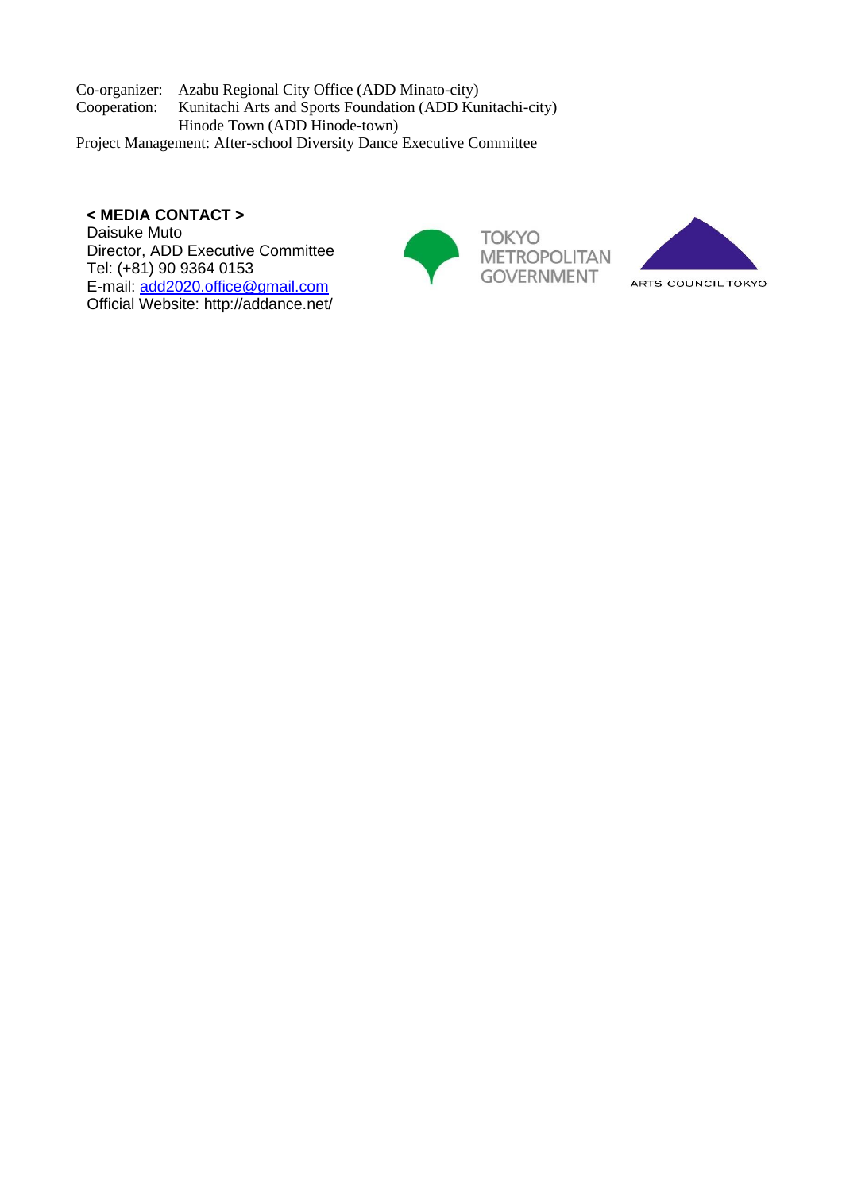Co-organizer: Azabu Regional City Office (ADD Minato-city)
Cooperation: Kunitachi Arts and Sports Foundation (ADD Kunitachi-city)
Hinode Town (ADD Hinode-town)
Project Management: After-school Diversity Dance Executive Committee

**< MEDIA CONTACT >**
Daisuke Muto
Director, ADD Executive Committee
Tel: (+81) 90 9364 0153
E-mail: add2020.office@gmail.com
Official Website: http://addance.net/

TOKYO METROPOLITAN GOVERNMENT

ARTS COUNCIL TOKYO